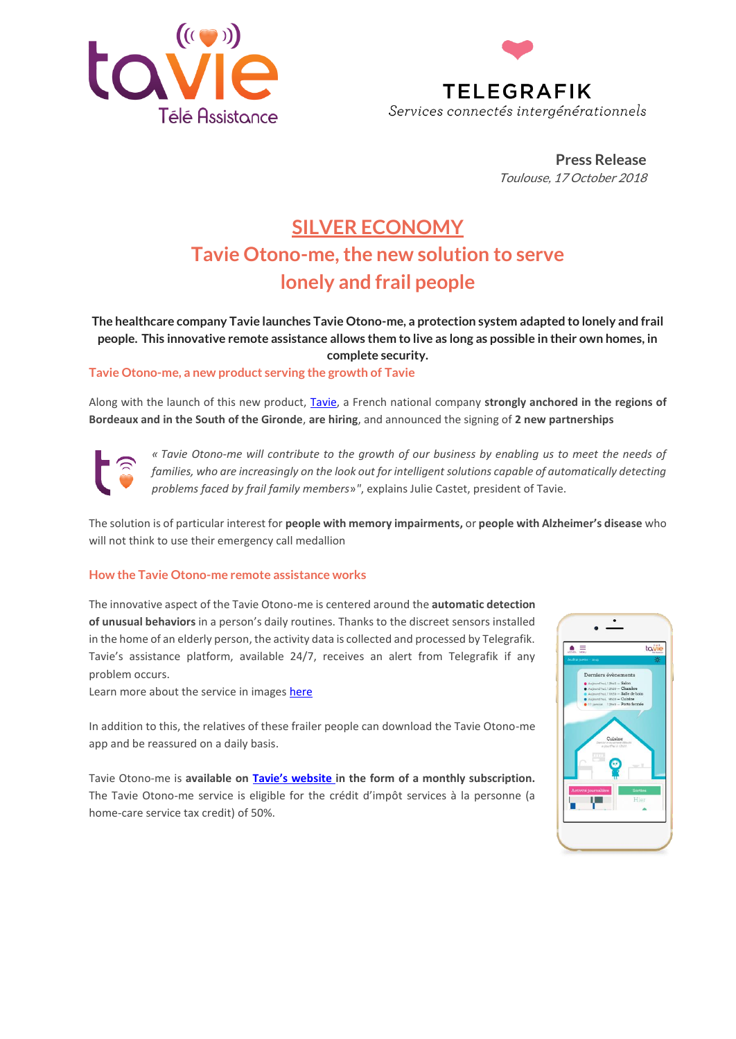**Press Release**
*Toulouse, 17 October 2018*

# SILVER ECONOMY
# Tavie Otono-me, the new solution to serve lonely and frail people

**The healthcare company Tavie launches Tavie Otono-me, a protection system adapted to lonely and frail people. This innovative remote assistance allows them to live as long as possible in their own homes, in complete security.**

## Tavie Otono-me, a new product serving the growth of Tavie

Along with the launch of this new product, Tavie, a French national company **strongly anchored in the regions of Bordeaux and in the South of the Gironde**, **are hiring**, and announced the signing of **2 new partnerships**

*« Tavie Otono-me will contribute to the growth of our business by enabling us to meet the needs of families, who are increasingly on the look out for intelligent solutions capable of automatically detecting problems faced by frail family members»*", explains Julie Castet, president of Tavie.

The solution is of particular interest for **people with memory impairments,** or **people with Alzheimer's disease** who will not think to use their emergency call medallion

## How the Tavie Otono-me remote assistance works

The innovative aspect of the Tavie Otono-me is centered around the **automatic detection of unusual behaviors** in a person's daily routines. Thanks to the discreet sensors installed in the home of an elderly person, the activity data is collected and processed by Telegrafik. Tavie's assistance platform, available 24/7, receives an alert from Telegrafik if any problem occurs.
Learn more about the service in images here

In addition to this, the relatives of these frailer people can download the Tavie Otono-me app and be reassured on a daily basis.

Tavie Otono-me is **available on Tavie's website in the form of a monthly subscription.** The Tavie Otono-me service is eligible for the crédit d'impôt services à la personne (a home-care service tax credit) of 50%.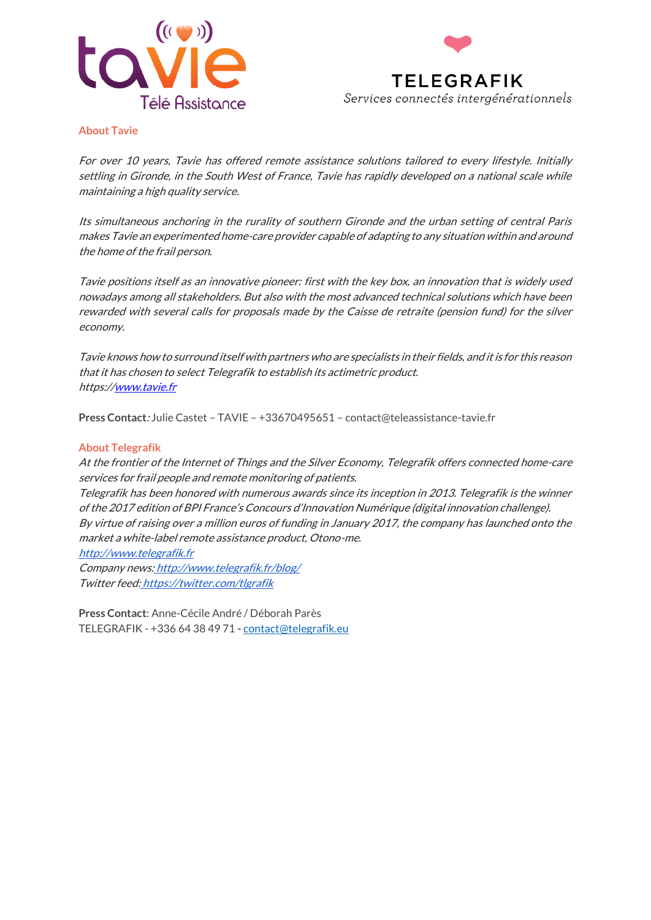tavie
Télé Assistance

TELEGRAFIK
Services connectés intergénérationnels

## About Tavie

*For over 10 years, Tavie has offered remote assistance solutions tailored to every lifestyle. Initially settling in Gironde, in the South West of France, Tavie has rapidly developed on a national scale while maintaining a high quality service.*

*Its simultaneous anchoring in the rurality of southern Gironde and the urban setting of central Paris makes Tavie an experimented home-care provider capable of adapting to any situation within and around the home of the frail person.*

*Tavie positions itself as an innovative pioneer: first with the key box, an innovation that is widely used nowadays among all stakeholders. But also with the most advanced technical solutions which have been rewarded with several calls for proposals made by the Caisse de retraite (pension fund) for the silver economy.*

*Tavie knows how to surround itself with partners who are specialists in their fields, and it is for this reason that it has chosen to select Telegrafik to establish its actimetric product.*
*https://www.tavie.fr*

**Press Contact***:* Julie Castet – TAVIE – +33670495651 – contact@teleassistance-tavie.fr

## About Telegrafik

*At the frontier of the Internet of Things and the Silver Economy, Telegrafik offers connected home-care services for frail people and remote monitoring of patients.*
*Telegrafik has been honored with numerous awards since its inception in 2013. Telegrafik is the winner of the 2017 edition of BPI France's Concours d'Innovation Numérique (digital innovation challenge).*
*By virtue of raising over a million euros of funding in January 2017, the company has launched onto the market a white-label remote assistance product, Otono-me.*
*http://www.telegrafik.fr*
*Company news: http://www.telegrafik.fr/blog/*
*Twitter feed: https://twitter.com/tlgrafik*

**Press Contact**: Anne-Cécile André / Déborah Parès
TELEGRAFIK - +336 64 38 49 71 **-** contact@telegrafik.eu